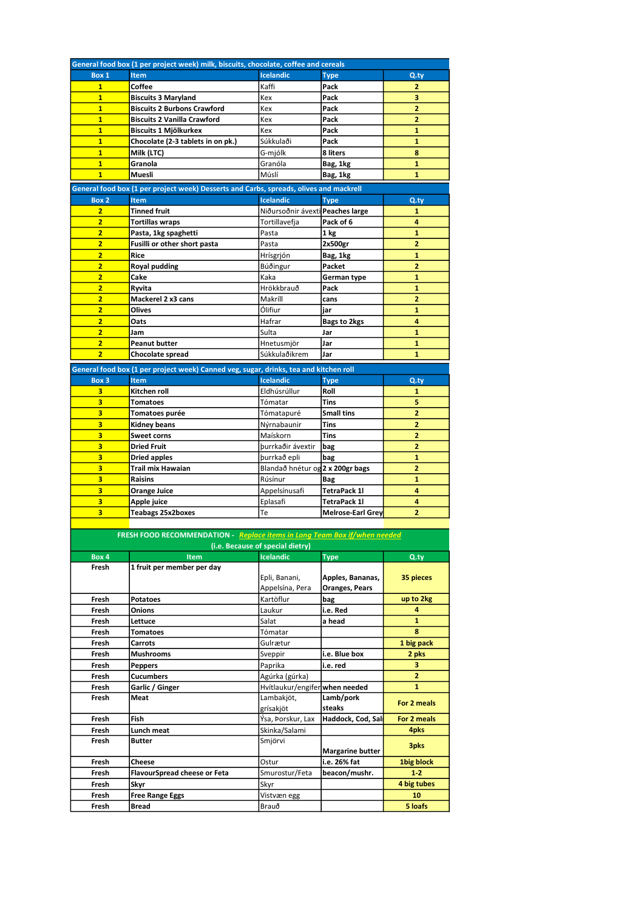| General food box (1 per project week) milk, biscuits, chocolate, coffee and cereals | | | | |
|---|---|---|---|---|
| **Box 1** | **Item** | **Icelandic** | **Type** | **Q.ty** |
| 1 | Coffee | Kaffi | Pack | 2 |
| 1 | Biscuits 3 Maryland | Kex | Pack | 3 |
| 1 | Biscuits 2 Burbons Crawford | Kex | Pack | 2 |
| 1 | Biscuits 2 Vanilla Crawford | Kex | Pack | 2 |
| 1 | Biscuits 1 Mjölkurkex | Kex | Pack | 1 |
| 1 | Chocolate (2-3 tablets in on pk.) | Súkkulaði | Pack | 1 |
| 1 | Milk (LTC) | G-mjólk | 8 liters | 8 |
| 1 | Granola | Granóla | Bag, 1kg | 1 |
| 1 | Muesli | Múslí | Bag, 1kg | 1 |

| General food box (1 per project week) Desserts and Carbs, spreads, olives and mackrell | | | | |
|---|---|---|---|---|
| **Box 2** | **Item** | **Icelandic** | **Type** | **Q.ty** |
| 2 | Tinned fruit | Niðursoðnir ávexti | Peaches large | 1 |
| 2 | Tortillas wraps | Tortillavefja | Pack of 6 | 4 |
| 2 | Pasta, 1kg spaghetti | Pasta | 1 kg | 1 |
| 2 | Fusilli or other short pasta | Pasta | 2x500gr | 2 |
| 2 | Rice | Hrísgrjón | Bag, 1kg | 1 |
| 2 | Royal pudding | Búðingur | Packet | 2 |
| 2 | Cake | Kaka | German type | 1 |
| 2 | Ryvita | Hrökkbrauð | Pack | 1 |
| 2 | Mackerel 2 x3 cans | Makríll | cans | 2 |
| 2 | Olives | Ólífiur | jar | 1 |
| 2 | Oats | Hafrar | Bags to 2kgs | 4 |
| 2 | Jam | Sulta | Jar | 1 |
| 2 | Peanut butter | Hnetusmjör | Jar | 1 |
| 2 | Chocolate spread | Súkkulaðikrem | Jar | 1 |

| General food box (1 per project week) Canned veg, sugar, drinks, tea and kitchen roll | | | | |
|---|---|---|---|---|
| **Box 3** | **Item** | **Icelandic** | **Type** | **Q.ty** |
| 3 | Kitchen roll | Eldhúsrúllur | Roll | 1 |
| 3 | Tomatoes | Tómatar | Tins | 5 |
| 3 | Tomatoes purée | Tómatapuré | Small tins | 2 |
| 3 | Kidney beans | Nýrnabaunir | Tins | 2 |
| 3 | Sweet corns | Maískorn | Tins | 2 |
| 3 | Dried Fruit | þurrkaðir ávextir | bag | 2 |
| 3 | Dried apples | þurrkað epli | bag | 1 |
| 3 | Trail mix Hawaian | Blandað hnétur og | 2 x 200gr bags | 2 |
| 3 | Raisins | Rúsínur | Bag | 1 |
| 3 | Orange Juice | Appelsínusafi | TetraPack 1l | 4 |
| 3 | Apple juice | Eplasafi | TetraPack 1l | 4 |
| 3 | Teabags 25x2boxes | Te | Melrose-Earl Grey | 2 |

| FRESH FOOD RECOMMENDATION - *Replace items in Long Team Box if/when needed* (i.e. Because of special dietry) | | | | |
|---|---|---|---|---|
| **Box 4** | **Item** | **Icelandic** | **Type** | **Q.ty** |
| Fresh | 1 fruit per member per day | Epli, Banani, Appelsína, Pera | Apples, Bananas, Oranges, Pears | 35 pieces |
| Fresh | Potatoes | Kartöflur | bag | up to 2kg |
| Fresh | Onions | Laukur | i.e. Red | 4 |
| Fresh | Lettuce | Salat | a head | 1 |
| Fresh | Tomatoes | Tómatar | | 8 |
| Fresh | Carrots | Gulrætur | | 1 big pack |
| Fresh | Mushrooms | Sveppir | i.e. Blue box | 2 pks |
| Fresh | Peppers | Paprika | i.e. red | 3 |
| Fresh | Cucumbers | Agúrka (gúrka) | | 2 |
| Fresh | Garlic / Ginger | Hvítlaukur/engifer | when needed | 1 |
| Fresh | Meat | Lambakjöt, grísakjöt | Lamb/pork steaks | For 2 meals |
| Fresh | Fish | Ýsa, Þorskur, Lax | Haddock, Cod, Sal | For 2 meals |
| Fresh | Lunch meat | Skinka/Salami | | 4pks |
| Fresh | Butter | Smjörvi | Margarine butter | 3pks |
| Fresh | Cheese | Ostur | i.e. 26% fat | 1big block |
| Fresh | FlavourSpread cheese or Feta | Smurostur/Feta | beacon/mushr. | 1-2 |
| Fresh | Skyr | Skyr | | 4 big tubes |
| Fresh | Free Range Eggs | Vistvæn egg | | 10 |
| Fresh | Bread | Brauð | | 5 loafs |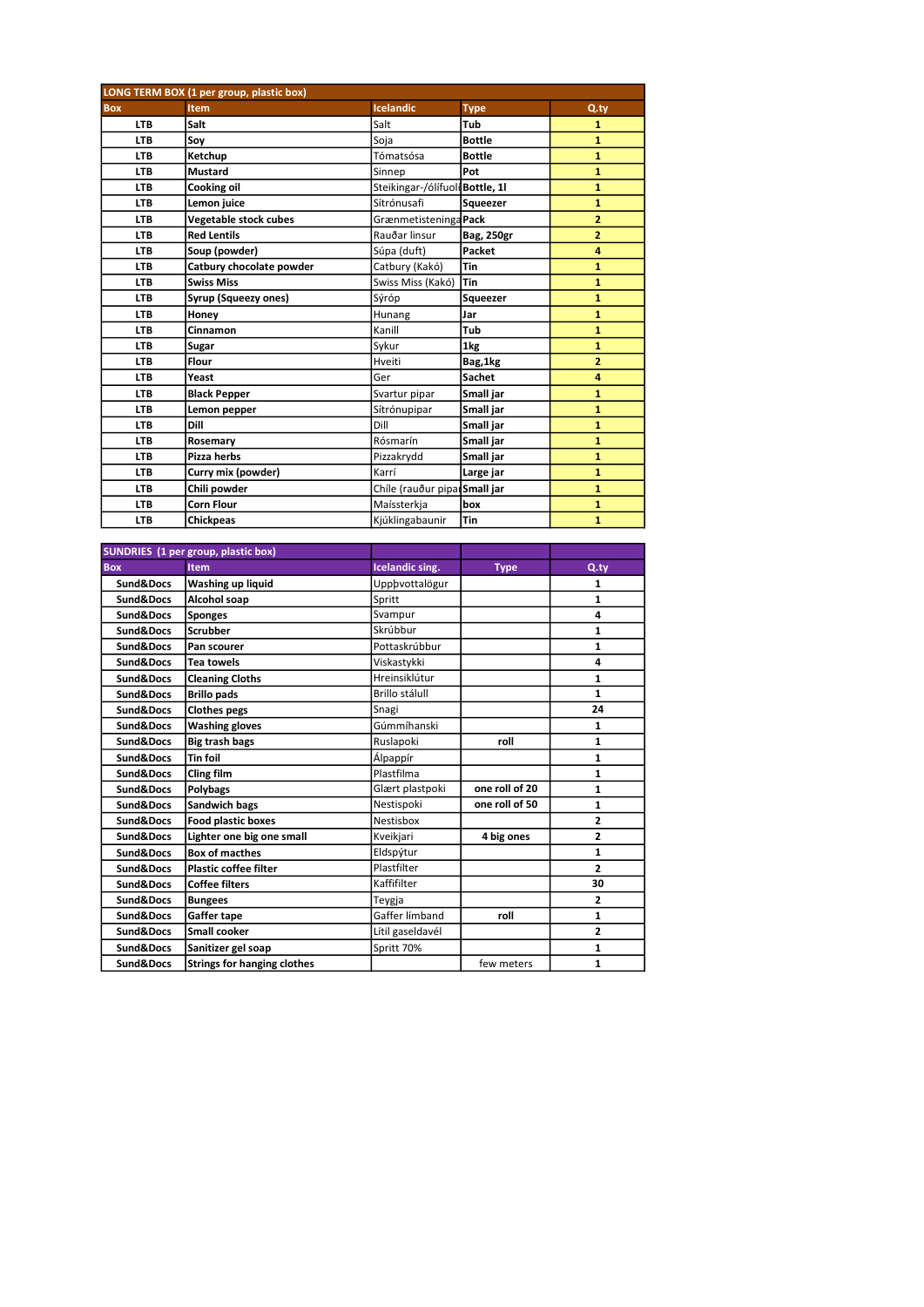| LONG TERM BOX (1 per group, plastic box) | | | | |
|---|---|---|---|---|
| **Box** | **Item** | **Icelandic** | **Type** | **Q.ty** |
| LTB | Salt | Salt | Tub | 1 |
| LTB | Soy | Soja | Bottle | 1 |
| LTB | Ketchup | Tómatsósa | Bottle | 1 |
| LTB | Mustard | Sinnep | Pot | 1 |
| LTB | Cooking oil | Steikingar-/ólífuoli | Bottle, 1l | 1 |
| LTB | Lemon juice | Sítrónusafi | Squeezer | 1 |
| LTB | Vegetable stock cubes | Grænmetisteninga | Pack | 2 |
| LTB | Red Lentils | Rauðar linsur | Bag, 250gr | 2 |
| LTB | Soup (powder) | Súpa (duft) | Packet | 4 |
| LTB | Catbury chocolate powder | Catbury (Kakó) | Tin | 1 |
| LTB | Swiss Miss | Swiss Miss (Kakó) | Tin | 1 |
| LTB | Syrup (Squeezy ones) | Sýróp | Squeezer | 1 |
| LTB | Honey | Hunang | Jar | 1 |
| LTB | Cinnamon | Kanill | Tub | 1 |
| LTB | Sugar | Sykur | 1kg | 1 |
| LTB | Flour | Hveiti | Bag,1kg | 2 |
| LTB | Yeast | Ger | Sachet | 4 |
| LTB | Black Pepper | Svartur pipar | Small jar | 1 |
| LTB | Lemon pepper | Sítrónupipar | Small jar | 1 |
| LTB | Dill | Dill | Small jar | 1 |
| LTB | Rosemary | Rósmarín | Small jar | 1 |
| LTB | Pizza herbs | Pizzakrydd | Small jar | 1 |
| LTB | Curry mix (powder) | Karrí | Large jar | 1 |
| LTB | Chili powder | Chíle (rauður pipar | Small jar | 1 |
| LTB | Corn Flour | Maíssterkja | box | 1 |
| LTB | Chickpeas | Kjúklingabaunir | Tin | 1 |

| SUNDRIES (1 per group, plastic box) | | | | |
|---|---|---|---|---|
| **Box** | **Item** | **Icelandic sing.** | **Type** | **Q.ty** |
| Sund&Docs | Washing up liquid | Uppþvottalögur | | 1 |
| Sund&Docs | Alcohol soap | Spritt | | 1 |
| Sund&Docs | Sponges | Svampur | | 4 |
| Sund&Docs | Scrubber | Skrúbbur | | 1 |
| Sund&Docs | Pan scourer | Pottaskrúbbur | | 1 |
| Sund&Docs | Tea towels | Viskastykki | | 4 |
| Sund&Docs | Cleaning Cloths | Hreinsiklútur | | 1 |
| Sund&Docs | Brillo pads | Brillo stálull | | 1 |
| Sund&Docs | Clothes pegs | Snagi | | 24 |
| Sund&Docs | Washing gloves | Gúmmíhanski | | 1 |
| Sund&Docs | Big trash bags | Ruslapoki | roll | 1 |
| Sund&Docs | Tin foil | Álpappír | | 1 |
| Sund&Docs | Cling film | Plastfilma | | 1 |
| Sund&Docs | Polybags | Glært plastpoki | one roll of 20 | 1 |
| Sund&Docs | Sandwich bags | Nestispoki | one roll of 50 | 1 |
| Sund&Docs | Food plastic boxes | Nestisbox | | 2 |
| Sund&Docs | Lighter one big one small | Kveikjari | 4 big ones | 2 |
| Sund&Docs | Box of macthes | Eldspýtur | | 1 |
| Sund&Docs | Plastic coffee filter | Plastfilter | | 2 |
| Sund&Docs | Coffee filters | Kaffifilter | | 30 |
| Sund&Docs | Bungees | Teygja | | 2 |
| Sund&Docs | Gaffer tape | Gaffer límband | roll | 1 |
| Sund&Docs | Small cooker | Lítil gaseldavél | | 2 |
| Sund&Docs | Sanitizer gel soap | Spritt 70% | | 1 |
| Sund&Docs | Strings for hanging clothes | | few meters | 1 |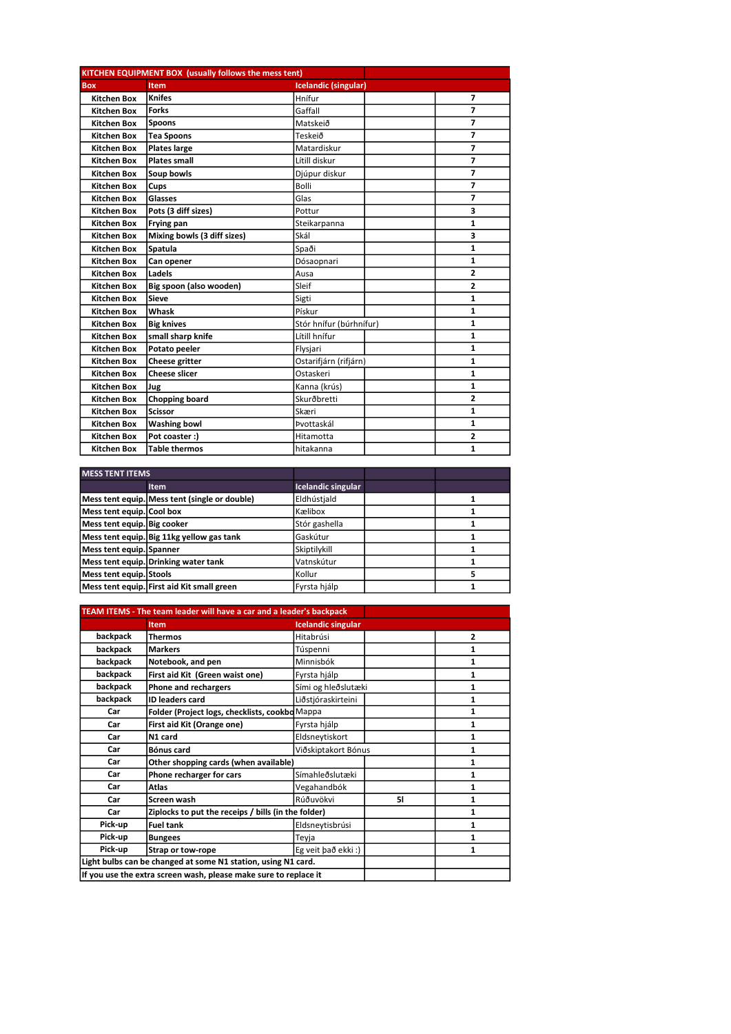| KITCHEN EQUIPMENT BOX (usually follows the mess tent) | | | | |
|---|---|---|---|---|
| **Box** | **Item** | **Icelandic (singular)** | | |
| Kitchen Box | Knifes | Hnífur | | 7 |
| Kitchen Box | Forks | Gaffall | | 7 |
| Kitchen Box | Spoons | Matskeið | | 7 |
| Kitchen Box | Tea Spoons | Teskeið | | 7 |
| Kitchen Box | Plates large | Matardiskur | | 7 |
| Kitchen Box | Plates small | Lítill diskur | | 7 |
| Kitchen Box | Soup bowls | Djúpur diskur | | 7 |
| Kitchen Box | Cups | Bolli | | 7 |
| Kitchen Box | Glasses | Glas | | 7 |
| Kitchen Box | Pots (3 diff sizes) | Pottur | | 3 |
| Kitchen Box | Frying pan | Steikarpanna | | 1 |
| Kitchen Box | Mixing bowls (3 diff sizes) | Skál | | 3 |
| Kitchen Box | Spatula | Spaði | | 1 |
| Kitchen Box | Can opener | Dósaopnari | | 1 |
| Kitchen Box | Ladels | Ausa | | 2 |
| Kitchen Box | Big spoon (also wooden) | Sleif | | 2 |
| Kitchen Box | Sieve | Sigti | | 1 |
| Kitchen Box | Whask | Þískur | | 1 |
| Kitchen Box | Big knives | Stór hnífur (búrhnífur) | | 1 |
| Kitchen Box | small sharp knife | Lítill hnífur | | 1 |
| Kitchen Box | Potato peeler | Flysjari | | 1 |
| Kitchen Box | Cheese gritter | Ostarifjárn (rifjárn) | | 1 |
| Kitchen Box | Cheese slicer | Ostaskeri | | 1 |
| Kitchen Box | Jug | Kanna (krús) | | 1 |
| Kitchen Box | Chopping board | Skurðbretti | | 2 |
| Kitchen Box | Scissor | Skæri | | 1 |
| Kitchen Box | Washing bowl | Þvottaskál | | 1 |
| Kitchen Box | Pot coaster :) | Hitamotta | | 2 |
| Kitchen Box | Table thermos | hitakanna | | 1 |

| MESS TENT ITEMS | | | | |
|---|---|---|---|---|
| | **Item** | **Icelandic singular** | | |
| Mess tent equip. | Mess tent (single or double) | Eldhústjald | | 1 |
| Mess tent equip. | Cool box | Kælibox | | 1 |
| Mess tent equip. | Big cooker | Stór gashella | | 1 |
| Mess tent equip. | Big 11kg yellow gas tank | Gaskútur | | 1 |
| Mess tent equip. | Spanner | Skiptilykill | | 1 |
| Mess tent equip. | Drinking water tank | Vatnskútur | | 1 |
| Mess tent equip. | Stools | Kollur | | 5 |
| Mess tent equip. | First aid Kit small green | Fyrsta hjálp | | 1 |

| TEAM ITEMS - The team leader will have a car and a leader's backpack | | | | |
|---|---|---|---|---|
| | **Item** | **Icelandic singular** | | |
| backpack | Thermos | Hitabrúsi | | 2 |
| backpack | Markers | Túspenni | | 1 |
| backpack | Notebook, and pen | Minnisbók | | 1 |
| backpack | First aid Kit (Green waist one) | Fyrsta hjálp | | 1 |
| backpack | Phone and rechargers | Sími og hleðslutæki | | 1 |
| backpack | ID leaders card | Liðstjóraskirteini | | 1 |
| Car | Folder (Project logs, checklists, cookbo | Mappa | | 1 |
| Car | First aid Kit (Orange one) | Fyrsta hjálp | | 1 |
| Car | N1 card | Eldsneytiskort | | 1 |
| Car | Bónus card | Viðskiptakort Bónus | | 1 |
| Car | Other shopping cards (when available) | | | 1 |
| Car | Phone recharger for cars | Símahleðslutæki | | 1 |
| Car | Atlas | Vegahandbók | | 1 |
| Car | Screen wash | Rúðuvökvi | 5l | 1 |
| Car | Ziplocks to put the receips / bills (in the folder) | | | 1 |
| Pick-up | Fuel tank | Eldsneytisbrúsi | | 1 |
| Pick-up | Bungees | Teyja | | 1 |
| Pick-up | Strap or tow-rope | Eg veit það ekki :) | | 1 |
| Light bulbs can be changed at some N1 station, using N1 card. | | | | |
| If you use the extra screen wash, please make sure to replace it | | | | |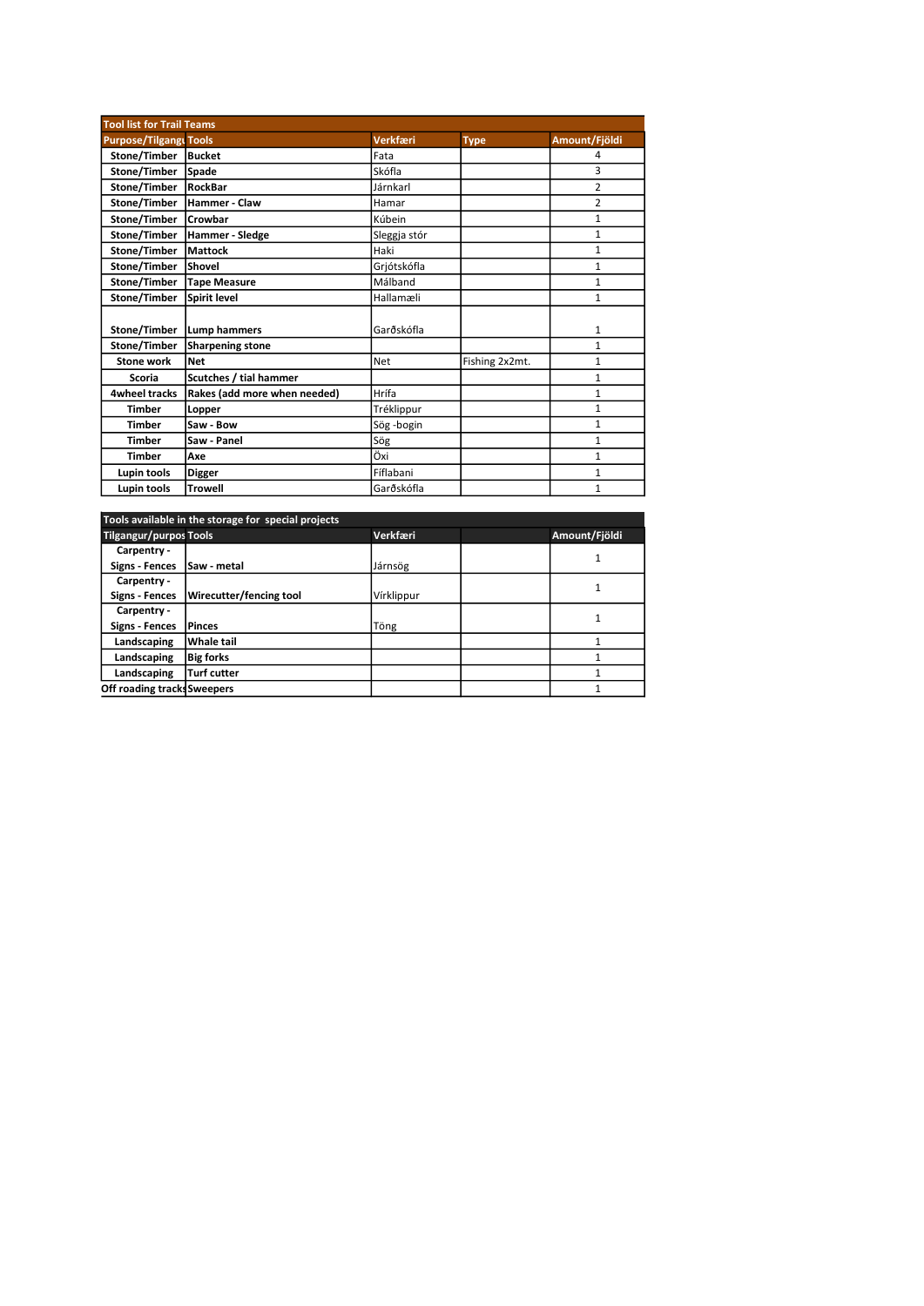| Tool list for Trail Teams | | | | |
|---|---|---|---|---|
| **Purpose/Tilgangu** | **Tools** | **Verkfæri** | **Type** | **Amount/Fjöldi** |
| **Stone/Timber** | **Bucket** | Fata | | 4 |
| **Stone/Timber** | **Spade** | Skófla | | 3 |
| **Stone/Timber** | **RockBar** | Járnkarl | | 2 |
| **Stone/Timber** | **Hammer - Claw** | Hamar | | 2 |
| **Stone/Timber** | **Crowbar** | Kúbein | | 1 |
| **Stone/Timber** | **Hammer - Sledge** | Sleggja stór | | 1 |
| **Stone/Timber** | **Mattock** | Haki | | 1 |
| **Stone/Timber** | **Shovel** | Grjótskófla | | 1 |
| **Stone/Timber** | **Tape Measure** | Málband | | 1 |
| **Stone/Timber** | **Spirit level** | Hallamæli | | 1 |
| **Stone/Timber** | **Lump hammers** | Garðskófla | | 1 |
| **Stone/Timber** | **Sharpening stone** | | | 1 |
| **Stone work** | **Net** | Net | Fishing 2x2mt. | 1 |
| **Scoria** | **Scutches / tial hammer** | | | 1 |
| **4wheel tracks** | **Rakes (add more when needed)** | Hrífa | | 1 |
| **Timber** | **Lopper** | Tréklippur | | 1 |
| **Timber** | **Saw - Bow** | Sög -bogin | | 1 |
| **Timber** | **Saw - Panel** | Sög | | 1 |
| **Timber** | **Axe** | Öxi | | 1 |
| **Lupin tools** | **Digger** | Fíflabani | | 1 |
| **Lupin tools** | **Trowell** | Garðskófla | | 1 |

| Tools available in the storage for special projects | | | | |
|---|---|---|---|---|
| **Tilgangur/purpos** | **Tools** | **Verkfæri** | | **Amount/Fjöldi** |
| **Carpentry - Signs - Fences** | **Saw - metal** | Járnsög | | 1 |
| **Carpentry - Signs - Fences** | **Wirecutter/fencing tool** | Vírklippur | | 1 |
| **Carpentry - Signs - Fences** | **Pinces** | Töng | | 1 |
| **Landscaping** | **Whale tail** | | | 1 |
| **Landscaping** | **Big forks** | | | 1 |
| **Landscaping** | **Turf cutter** | | | 1 |
| **Off roading tracks** | **Sweepers** | | | 1 |